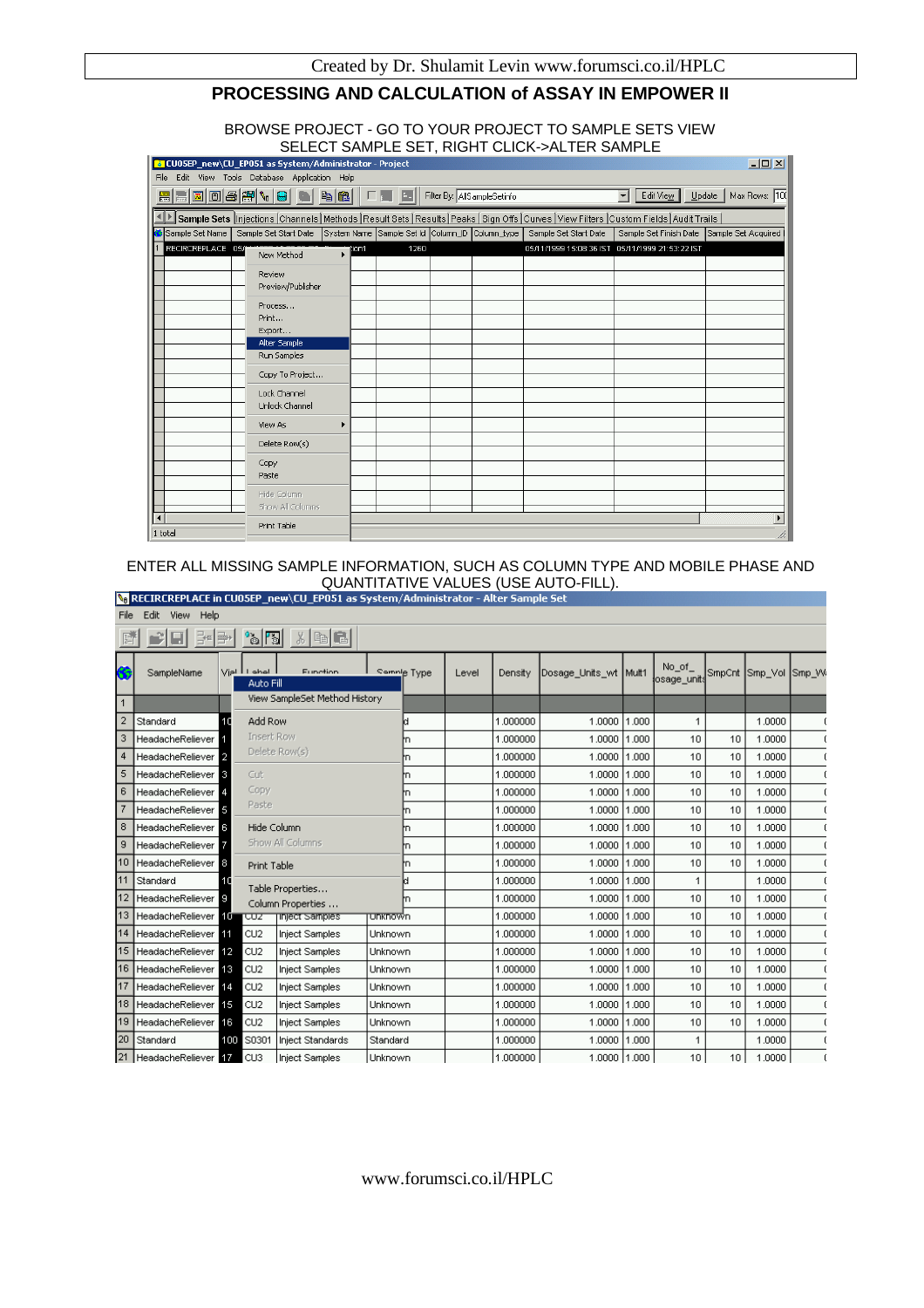# PROCESSING AND CALCULATION of ASSAY IN EMPOWER II

BROWSE PROJECT - GO TO YOUR PROJECT TO SAMPLE SETS VIEW
SELECT SAMPLE SET, RIGHT CLICK->ALTER SAMPLE

ENTER ALL MISSING SAMPLE INFORMATION, SUCH AS COLUMN TYPE AND MOBILE PHASE AND QUANTITATIVE VALUES (USE AUTO-FILL).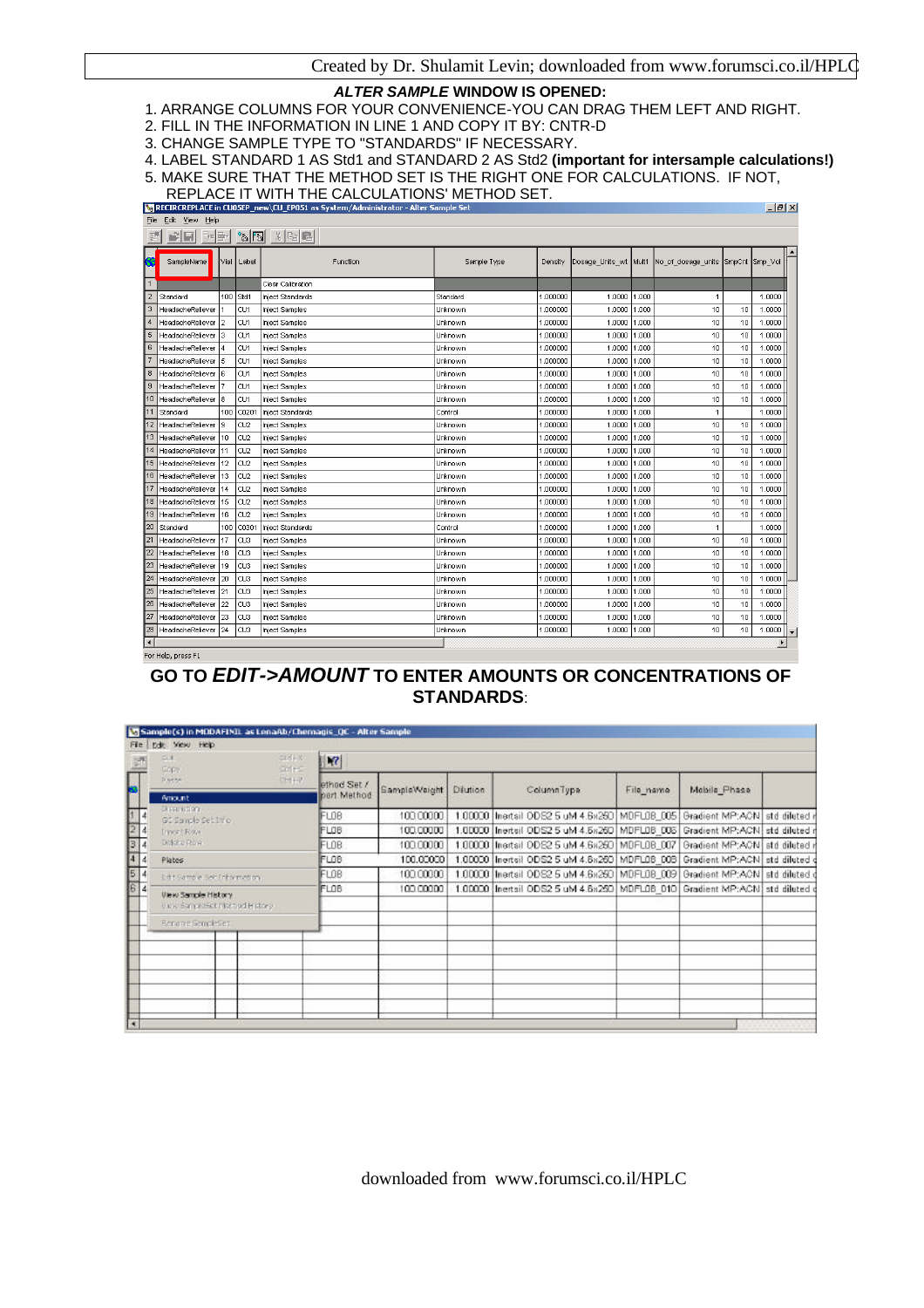### *ALTER SAMPLE* WINDOW IS OPENED:

1. ARRANGE COLUMNS FOR YOUR CONVENIENCE-YOU CAN DRAG THEM LEFT AND RIGHT.
2. FILL IN THE INFORMATION IN LINE 1 AND COPY IT BY: CNTR-D
3. CHANGE SAMPLE TYPE TO "STANDARDS" IF NECESSARY.
4. LABEL STANDARD 1 AS Std1 and STANDARD 2 AS Std2 **(important for intersample calculations!)**
5. MAKE SURE THAT THE METHOD SET IS THE RIGHT ONE FOR CALCULATIONS. IF NOT, REPLACE IT WITH THE CALCULATIONS' METHOD SET.

RECIRCREPLACE in CU05EP_new\CU_EP051 as System/Administrator - Alter Sample Set

File Edit View Help

| | SampleName | Vial | Label | Function | Sample Type | Density | Dosage_Units_wt | Mult1 | No_of_dosage_units | SmpCnt | Smp_Vol |
|---|---|---|---|---|---|---|---|---|---|---|---|
| 1 | | | | Clear Calibration | | | | | | | |
| 2 | Standard | 100 | Std1 | Inject Standards | Standard | 1.000000 | 1.0000 | 1.000 | 1 | | 1.0000 |
| 3 | HeadacheReliever | 1 | CU1 | Inject Samples | Unknown | 1.000000 | 1.0000 | 1.000 | 10 | 10 | 1.0000 |
| 4 | HeadacheReliever | 2 | CU1 | Inject Samples | Unknown | 1.000000 | 1.0000 | 1.000 | 10 | 10 | 1.0000 |
| 5 | HeadacheReliever | 3 | CU1 | Inject Samples | Unknown | 1.000000 | 1.0000 | 1.000 | 10 | 10 | 1.0000 |
| 6 | HeadacheReliever | 4 | CU1 | Inject Samples | Unknown | 1.000000 | 1.0000 | 1.000 | 10 | 10 | 1.0000 |
| 7 | HeadacheReliever | 5 | CU1 | Inject Samples | Unknown | 1.000000 | 1.0000 | 1.000 | 10 | 10 | 1.0000 |
| 8 | HeadacheReliever | 6 | CU1 | Inject Samples | Unknown | 1.000000 | 1.0000 | 1.000 | 10 | 10 | 1.0000 |
| 9 | HeadacheReliever | 7 | CU1 | Inject Samples | Unknown | 1.000000 | 1.0000 | 1.000 | 10 | 10 | 1.0000 |
| 10 | HeadacheReliever | 8 | CU1 | Inject Samples | Unknown | 1.000000 | 1.0000 | 1.000 | 10 | 10 | 1.0000 |
| 11 | Standard | 100 | C0201 | Inject Standards | Control | 1.000000 | 1.0000 | 1.000 | 1 | | 1.0000 |
| 12 | HeadacheReliever | 9 | CU2 | Inject Samples | Unknown | 1.000000 | 1.0000 | 1.000 | 10 | 10 | 1.0000 |
| 13 | HeadacheReliever | 10 | CU2 | Inject Samples | Unknown | 1.000000 | 1.0000 | 1.000 | 10 | 10 | 1.0000 |
| 14 | HeadacheReliever | 11 | CU2 | Inject Samples | Unknown | 1.000000 | 1.0000 | 1.000 | 10 | 10 | 1.0000 |
| 15 | HeadacheReliever | 12 | CU2 | Inject Samples | Unknown | 1.000000 | 1.0000 | 1.000 | 10 | 10 | 1.0000 |
| 16 | HeadacheReliever | 13 | CU2 | Inject Samples | Unknown | 1.000000 | 1.0000 | 1.000 | 10 | 10 | 1.0000 |
| 17 | HeadacheReliever | 14 | CU2 | Inject Samples | Unknown | 1.000000 | 1.0000 | 1.000 | 10 | 10 | 1.0000 |
| 18 | HeadacheReliever | 15 | CU2 | Inject Samples | Unknown | 1.000000 | 1.0000 | 1.000 | 10 | 10 | 1.0000 |
| 19 | HeadacheReliever | 16 | CU2 | Inject Samples | Unknown | 1.000000 | 1.0000 | 1.000 | 10 | 10 | 1.0000 |
| 20 | Standard | 100 | C0301 | Inject Standards | Control | 1.000000 | 1.0000 | 1.000 | 1 | | 1.0000 |
| 21 | HeadacheReliever | 17 | CU3 | Inject Samples | Unknown | 1.000000 | 1.0000 | 1.000 | 10 | 10 | 1.0000 |
| 22 | HeadacheReliever | 18 | CU3 | Inject Samples | Unknown | 1.000000 | 1.0000 | 1.000 | 10 | 10 | 1.0000 |
| 23 | HeadacheReliever | 19 | CU3 | Inject Samples | Unknown | 1.000000 | 1.0000 | 1.000 | 10 | 10 | 1.0000 |
| 24 | HeadacheReliever | 20 | CU3 | Inject Samples | Unknown | 1.000000 | 1.0000 | 1.000 | 10 | 10 | 1.0000 |
| 25 | HeadacheReliever | 21 | CU3 | Inject Samples | Unknown | 1.000000 | 1.0000 | 1.000 | 10 | 10 | 1.0000 |
| 26 | HeadacheReliever | 22 | CU3 | Inject Samples | Unknown | 1.000000 | 1.0000 | 1.000 | 10 | 10 | 1.0000 |
| 27 | HeadacheReliever | 23 | CU3 | Inject Samples | Unknown | 1.000000 | 1.0000 | 1.000 | 10 | 10 | 1.0000 |
| 28 | HeadacheReliever | 24 | CU3 | Inject Samples | Unknown | 1.000000 | 1.0000 | 1.000 | 10 | 10 | 1.0000 |

For Help, press F1

### GO TO *EDIT->AMOUNT* TO ENTER AMOUNTS OR CONCENTRATIONS OF STANDARDS:

Sample(s) in MODAFINIL as LenaAb/Chemagis_QC - Alter Sample

File Edit View Help

Edit menu: Cut, Copy, Paste, Amount, Dissolution, GC Sample Set Info, Insert Row, Delete Row, Plates, Edit Sample Set Information, View Sample History, View Sampleset Method History, Rename SampleSet

| | Method Set / Report Method | SampleWeight | Dilution | ColumnType | File_name | Mobile_Phase | |
|---|---|---|---|---|---|---|---|
| 1 | FL08 | 100.00000 | 1.00000 | Inertsil ODS2 5 uM 4.6x250 | MDFL08_005 | Gradient MP:ACN | std diluted |
| 2 | FL08 | 100.00000 | 1.00000 | Inertsil ODS2 5 uM 4.6x250 | MDFL08_006 | Gradient MP:ACN | std diluted |
| 3 | FL08 | 100.00000 | 1.00000 | Inertsil ODS2 5 uM 4.6x250 | MDFL08_007 | Gradient MP:ACN | std diluted |
| 4 | FL08 | 100.00000 | 1.00000 | Inertsil ODS2 5 uM 4.6x250 | MDFL08_008 | Gradient MP:ACN | std diluted |
| 5 | FL08 | 100.00000 | 1.00000 | Inertsil ODS2 5 uM 4.6x250 | MDFL08_009 | Gradient MP:ACN | std diluted |
| 6 | FL08 | 100.00000 | 1.00000 | Inertsil ODS2 5 uM 4.6x250 | MDFL08_010 | Gradient MP:ACN | std diluted |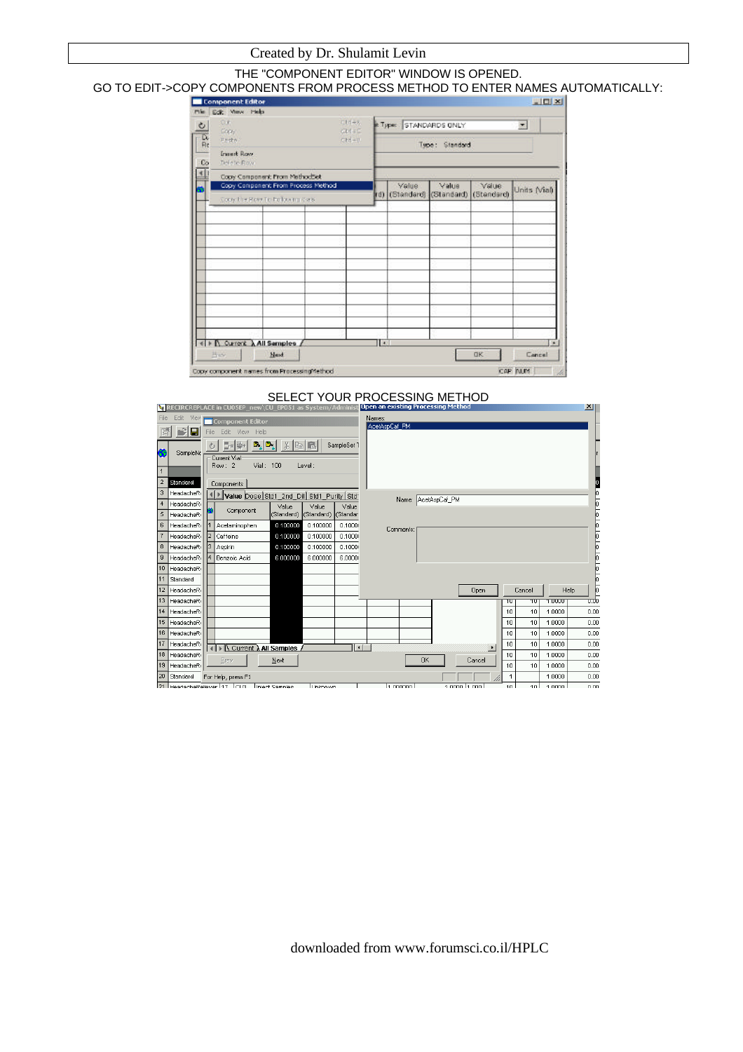THE "COMPONENT EDITOR" WINDOW IS OPENED.

GO TO EDIT->COPY COMPONENTS FROM PROCESS METHOD TO ENTER NAMES AUTOMATICALLY:

SELECT YOUR PROCESSING METHOD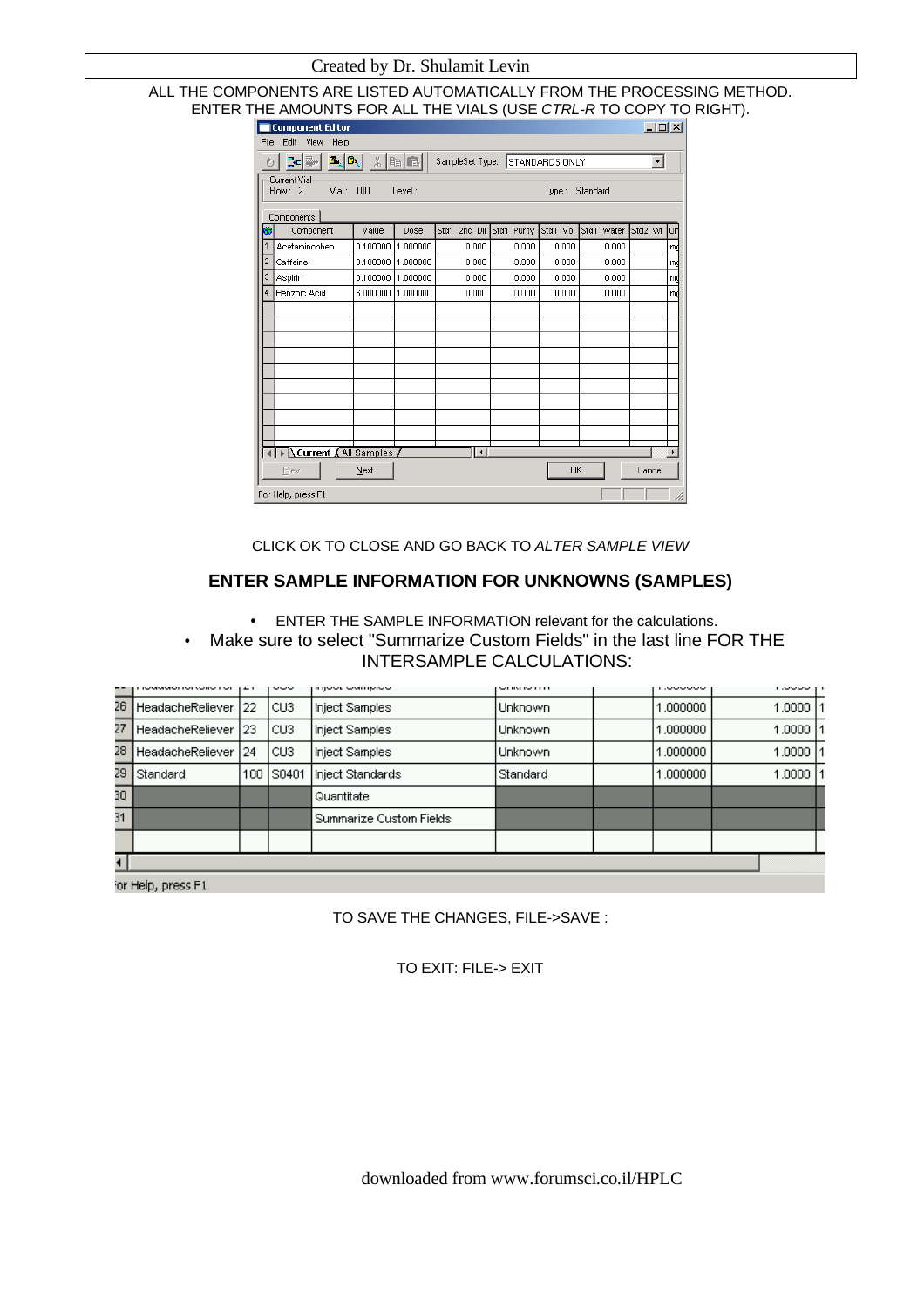ALL THE COMPONENTS ARE LISTED AUTOMATICALLY FROM THE PROCESSING METHOD. ENTER THE AMOUNTS FOR ALL THE VIALS (USE *CTRL-R* TO COPY TO RIGHT).

| | Component | Value | Dose | Std1_2nd_Dil | Std1_Purity | Std1_Vol | Std1_water | Std2_wt | Un |
|---|---|---|---|---|---|---|---|---|---|
| 1 | Acetaminophen | 0.100000 | 1.000000 | 0.000 | 0.000 | 0.000 | 0.000 | | mg |
| 2 | Caffeine | 0.100000 | 1.000000 | 0.000 | 0.000 | 0.000 | 0.000 | | mg |
| 3 | Aspirin | 0.100000 | 1.000000 | 0.000 | 0.000 | 0.000 | 0.000 | | mg |
| 4 | Benzoic Acid | 6.000000 | 1.000000 | 0.000 | 0.000 | 0.000 | 0.000 | | mg |

CLICK OK TO CLOSE AND GO BACK TO *ALTER SAMPLE VIEW*

## ENTER SAMPLE INFORMATION FOR UNKNOWNS (SAMPLES)

- ENTER THE SAMPLE INFORMATION relevant for the calculations.
- Make sure to select "Summarize Custom Fields" in the last line FOR THE INTERSAMPLE CALCULATIONS:

| | | | | | | | | |
|---|---|---|---|---|---|---|---|---|
| 26 | HeadacheReliever | 22 | CU3 | Inject Samples | Unknown | | 1.000000 | 1.0000 |
| 27 | HeadacheReliever | 23 | CU3 | Inject Samples | Unknown | | 1.000000 | 1.0000 |
| 28 | HeadacheReliever | 24 | CU3 | Inject Samples | Unknown | | 1.000000 | 1.0000 |
| 29 | Standard | 100 | S0401 | Inject Standards | Standard | | 1.000000 | 1.0000 |
| 30 | | | | Quantitate | | | | |
| 31 | | | | Summarize Custom Fields | | | | |

TO SAVE THE CHANGES, FILE->SAVE :

TO EXIT: FILE-> EXIT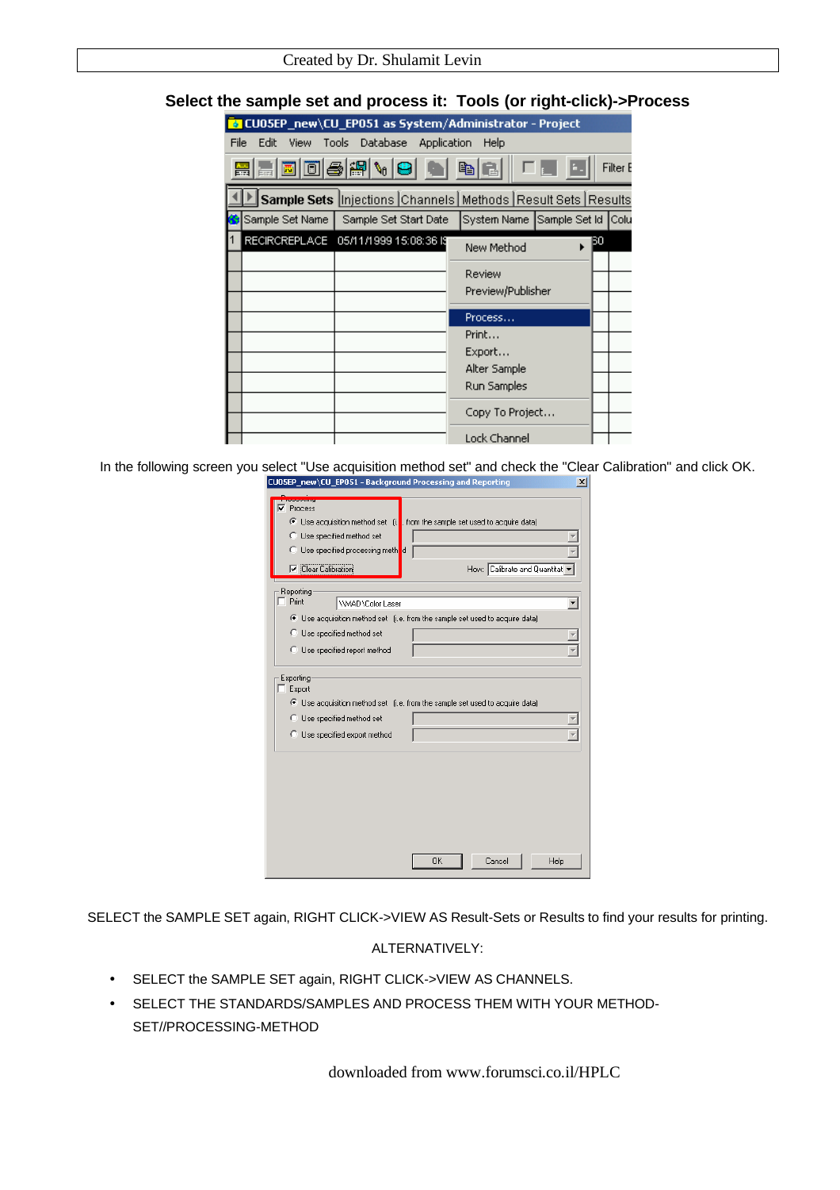**Select the sample set and process it: Tools (or right-click)->Process**

In the following screen you select "Use acquisition method set" and check the "Clear Calibration" and click OK.

SELECT the SAMPLE SET again, RIGHT CLICK->VIEW AS Result-Sets or Results to find your results for printing.

ALTERNATIVELY:

- SELECT the SAMPLE SET again, RIGHT CLICK->VIEW AS CHANNELS.
- SELECT THE STANDARDS/SAMPLES AND PROCESS THEM WITH YOUR METHOD-SET//PROCESSING-METHOD

downloaded from www.forumsci.co.il/HPLC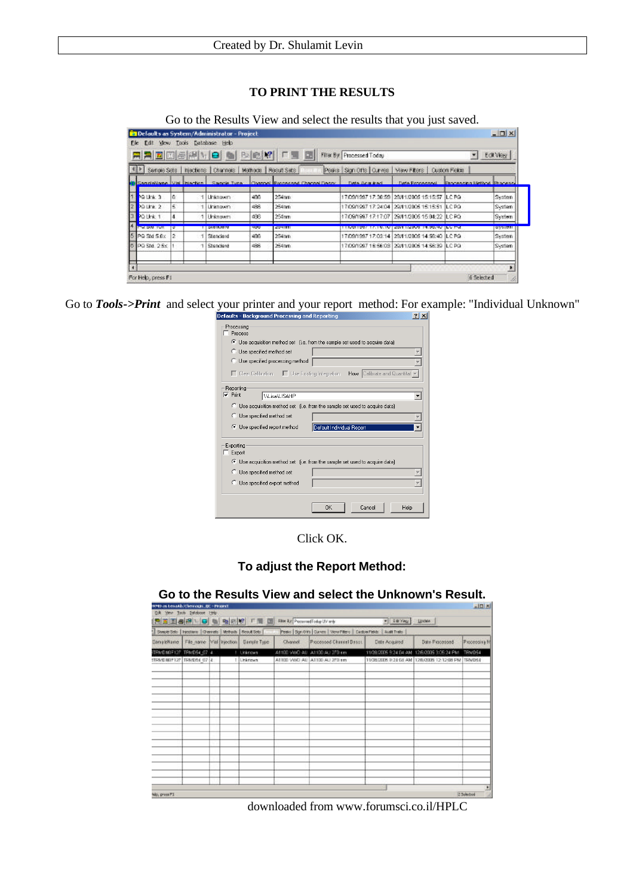## TO PRINT THE RESULTS

Go to the Results View and select the results that you just saved.

Go to ***Tools->Print*** and select your printer and your report method: For example: "Individual Unknown"

Click OK.

## To adjust the Report Method:

**Go to the Results View and select the Unknown's Result.**

downloaded from www.forumsci.co.il/HPLC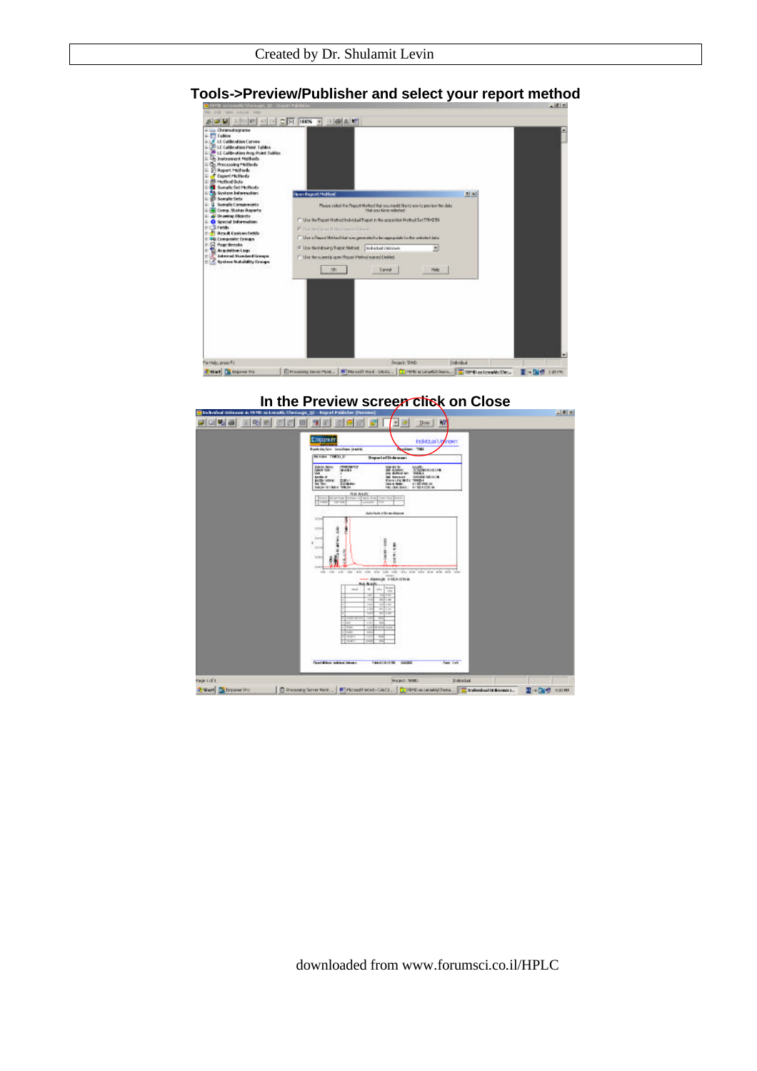**Tools->Preview/Publisher and select your report method**

**In the Preview screen click on Close**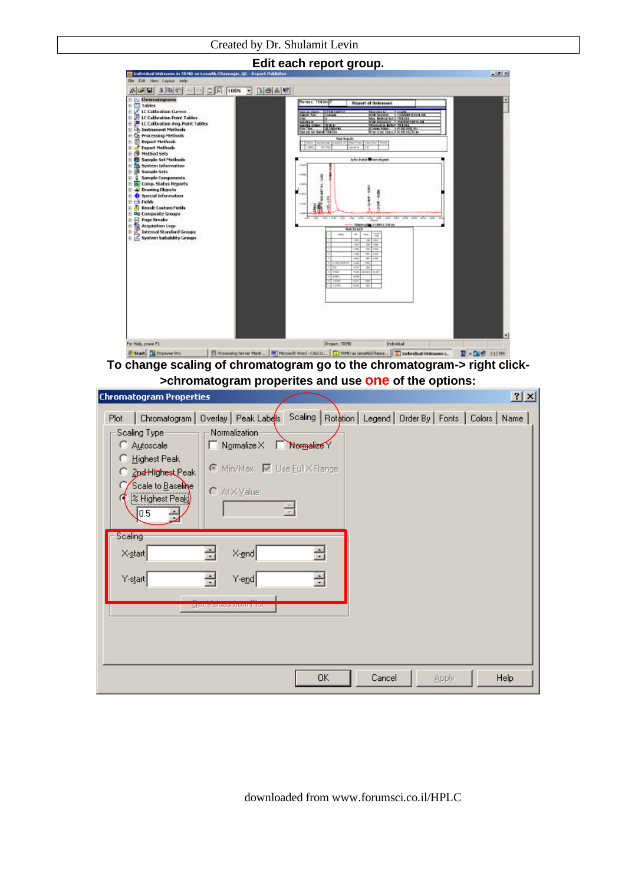**Edit each report group.**

**To change scaling of chromatogram go to the chromatogram-> right click->chromatogram properites and use one of the options:**

downloaded from www.forumsci.co.il/HPLC